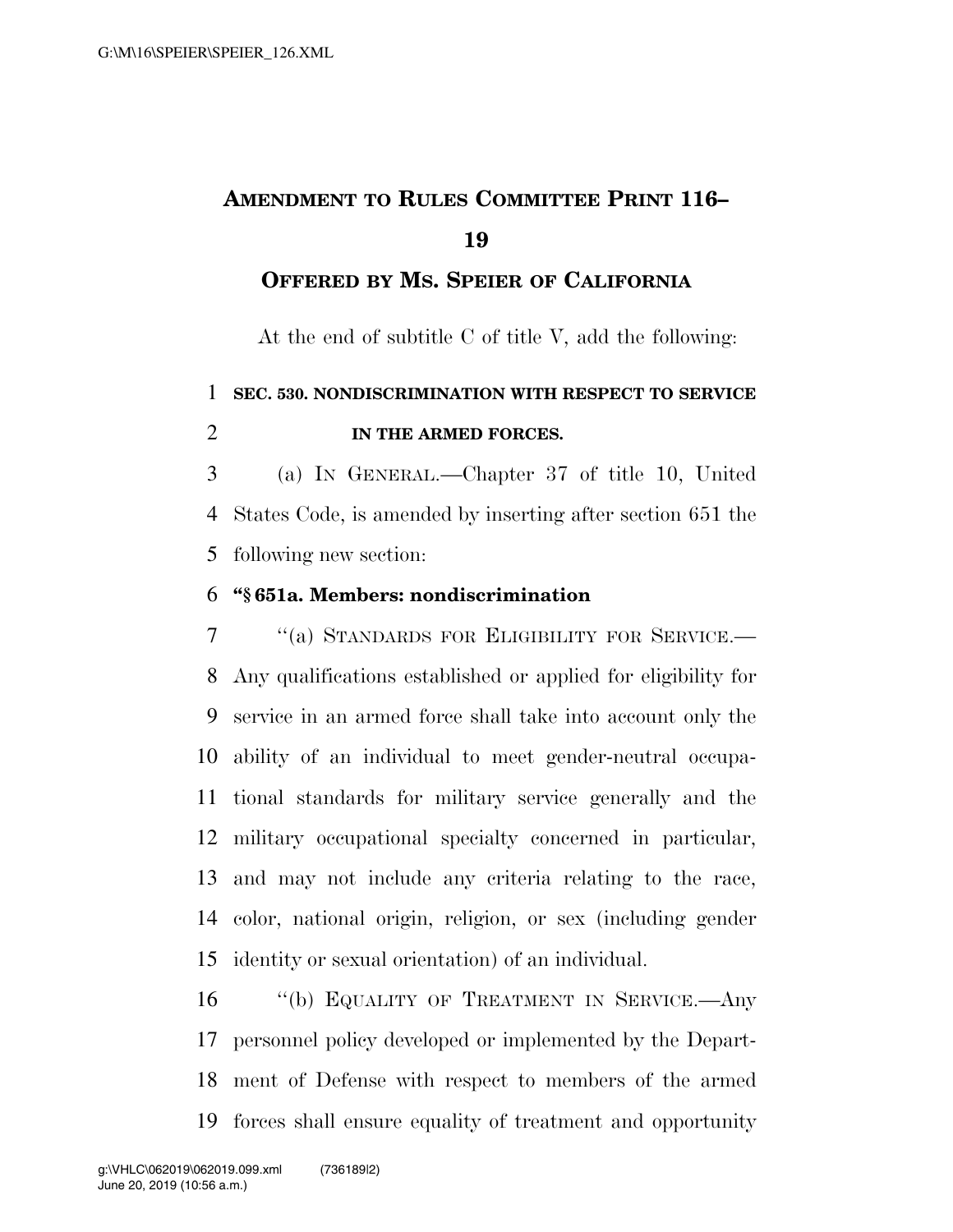# AMENDMENT TO RULES COMMITTEE PRINT 116–19

## OFFERED BY MS. SPEIER OF CALIFORNIA

At the end of subtitle C of title V, add the following:

**SEC. 530. NONDISCRIMINATION WITH RESPECT TO SERVICE IN THE ARMED FORCES.**

(a) IN GENERAL.—Chapter 37 of title 10, United States Code, is amended by inserting after section 651 the following new section:

**"§ 651a. Members: nondiscrimination**

"(a) STANDARDS FOR ELIGIBILITY FOR SERVICE.—Any qualifications established or applied for eligibility for service in an armed force shall take into account only the ability of an individual to meet gender-neutral occupational standards for military service generally and the military occupational specialty concerned in particular, and may not include any criteria relating to the race, color, national origin, religion, or sex (including gender identity or sexual orientation) of an individual.

"(b) EQUALITY OF TREATMENT IN SERVICE.—Any personnel policy developed or implemented by the Department of Defense with respect to members of the armed forces shall ensure equality of treatment and opportunity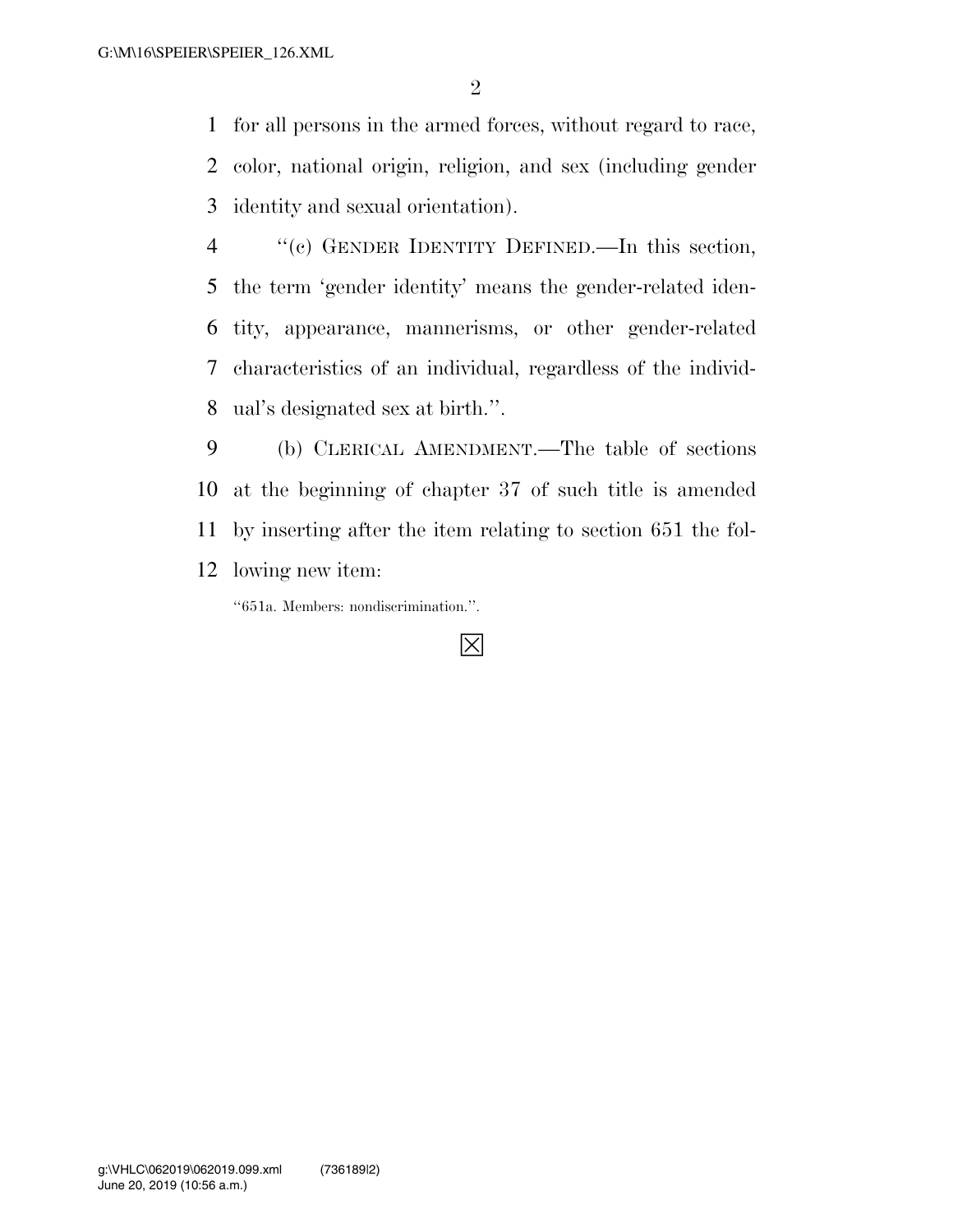for all persons in the armed forces, without regard to race, color, national origin, religion, and sex (including gender identity and sexual orientation).

''(c) GENDER IDENTITY DEFINED.—In this section, the term 'gender identity' means the gender-related identity, appearance, mannerisms, or other gender-related characteristics of an individual, regardless of the individual's designated sex at birth.''.

(b) CLERICAL AMENDMENT.—The table of sections at the beginning of chapter 37 of such title is amended by inserting after the item relating to section 651 the following new item:

''651a. Members: nondiscrimination.''.